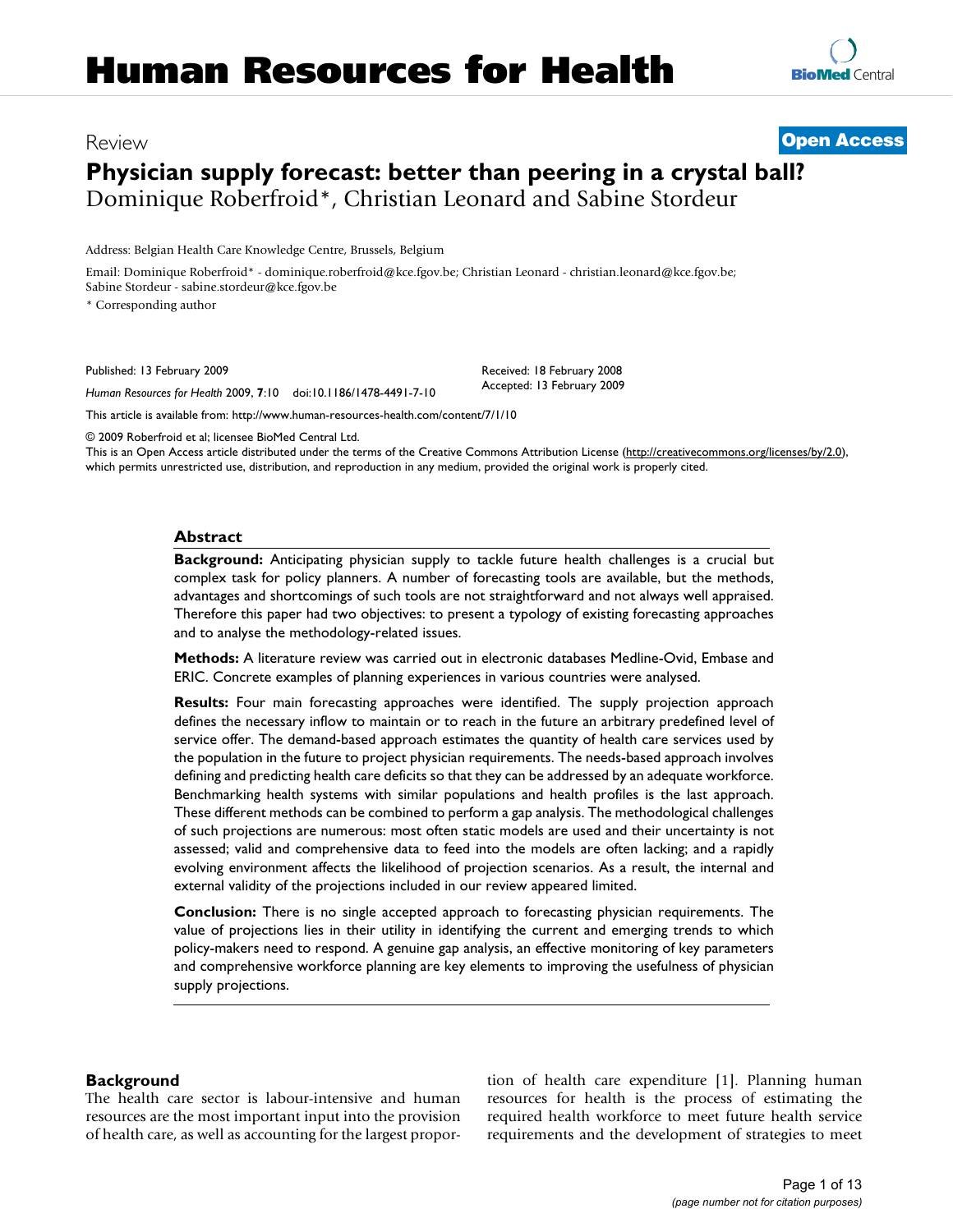# Human Resources for Health

Review

Open Access

## Physician supply forecast: better than peering in a crystal ball?

Dominique Roberfroid*, Christian Leonard and Sabine Stordeur

Address: Belgian Health Care Knowledge Centre, Brussels, Belgium

Email: Dominique Roberfroid* - dominique.roberfroid@kce.fgov.be; Christian Leonard - christian.leonard@kce.fgov.be; Sabine Stordeur - sabine.stordeur@kce.fgov.be

* Corresponding author

Published: 13 February 2009

*Human Resources for Health* 2009, **7**:10 doi:10.1186/1478-4491-7-10

Received: 18 February 2008
Accepted: 13 February 2009

This article is available from: http://www.human-resources-health.com/content/7/1/10

© 2009 Roberfroid et al; licensee BioMed Central Ltd.
This is an Open Access article distributed under the terms of the Creative Commons Attribution License (http://creativecommons.org/licenses/by/2.0), which permits unrestricted use, distribution, and reproduction in any medium, provided the original work is properly cited.

### Abstract

**Background:** Anticipating physician supply to tackle future health challenges is a crucial but complex task for policy planners. A number of forecasting tools are available, but the methods, advantages and shortcomings of such tools are not straightforward and not always well appraised. Therefore this paper had two objectives: to present a typology of existing forecasting approaches and to analyse the methodology-related issues.

**Methods:** A literature review was carried out in electronic databases Medline-Ovid, Embase and ERIC. Concrete examples of planning experiences in various countries were analysed.

**Results:** Four main forecasting approaches were identified. The supply projection approach defines the necessary inflow to maintain or to reach in the future an arbitrary predefined level of service offer. The demand-based approach estimates the quantity of health care services used by the population in the future to project physician requirements. The needs-based approach involves defining and predicting health care deficits so that they can be addressed by an adequate workforce. Benchmarking health systems with similar populations and health profiles is the last approach. These different methods can be combined to perform a gap analysis. The methodological challenges of such projections are numerous: most often static models are used and their uncertainty is not assessed; valid and comprehensive data to feed into the models are often lacking; and a rapidly evolving environment affects the likelihood of projection scenarios. As a result, the internal and external validity of the projections included in our review appeared limited.

**Conclusion:** There is no single accepted approach to forecasting physician requirements. The value of projections lies in their utility in identifying the current and emerging trends to which policy-makers need to respond. A genuine gap analysis, an effective monitoring of key parameters and comprehensive workforce planning are key elements to improving the usefulness of physician supply projections.

### Background

The health care sector is labour-intensive and human resources are the most important input into the provision of health care, as well as accounting for the largest proportion of health care expenditure [1]. Planning human resources for health is the process of estimating the required health workforce to meet future health service requirements and the development of strategies to meet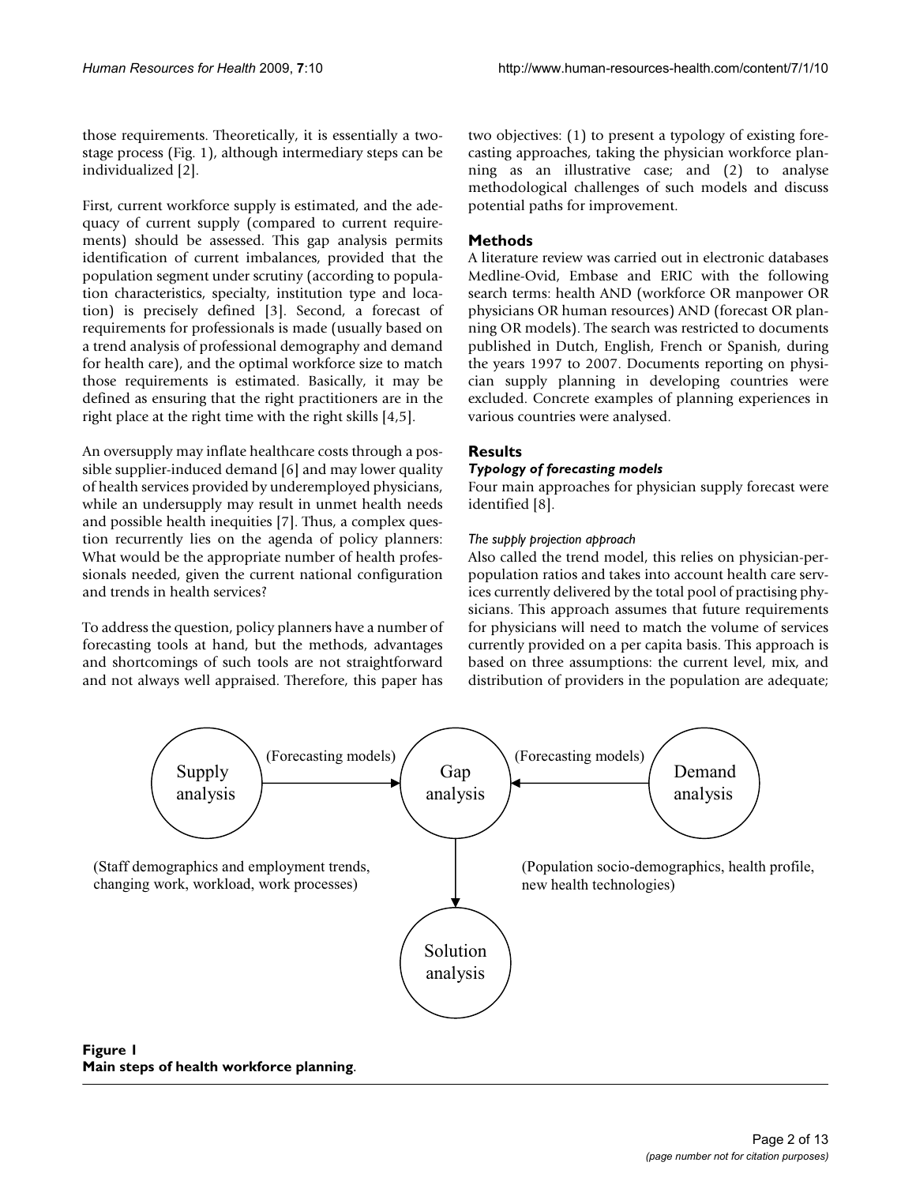those requirements. Theoretically, it is essentially a two-stage process (Fig. 1), although intermediary steps can be individualized [2].

First, current workforce supply is estimated, and the adequacy of current supply (compared to current requirements) should be assessed. This gap analysis permits identification of current imbalances, provided that the population segment under scrutiny (according to population characteristics, specialty, institution type and location) is precisely defined [3]. Second, a forecast of requirements for professionals is made (usually based on a trend analysis of professional demography and demand for health care), and the optimal workforce size to match those requirements is estimated. Basically, it may be defined as ensuring that the right practitioners are in the right place at the right time with the right skills [4,5].

An oversupply may inflate healthcare costs through a possible supplier-induced demand [6] and may lower quality of health services provided by underemployed physicians, while an undersupply may result in unmet health needs and possible health inequities [7]. Thus, a complex question recurrently lies on the agenda of policy planners: What would be the appropriate number of health professionals needed, given the current national configuration and trends in health services?

To address the question, policy planners have a number of forecasting tools at hand, but the methods, advantages and shortcomings of such tools are not straightforward and not always well appraised. Therefore, this paper has two objectives: (1) to present a typology of existing forecasting approaches, taking the physician workforce planning as an illustrative case; and (2) to analyse methodological challenges of such models and discuss potential paths for improvement.

## Methods

A literature review was carried out in electronic databases Medline-Ovid, Embase and ERIC with the following search terms: health AND (workforce OR manpower OR physicians OR human resources) AND (forecast OR planning OR models). The search was restricted to documents published in Dutch, English, French or Spanish, during the years 1997 to 2007. Documents reporting on physician supply planning in developing countries were excluded. Concrete examples of planning experiences in various countries were analysed.

## Results

### *Typology of forecasting models*

Four main approaches for physician supply forecast were identified [8].

#### *The supply projection approach*

Also called the trend model, this relies on physician-per-population ratios and takes into account health care services currently delivered by the total pool of practising physicians. This approach assumes that future requirements for physicians will need to match the volume of services currently provided on a per capita basis. This approach is based on three assumptions: the current level, mix, and distribution of providers in the population are adequate;

Supply analysis —(Forecasting models)→ Gap analysis ←(Forecasting models)— Demand analysis

(Staff demographics and employment trends, changing work, workload, work processes)

(Population socio-demographics, health profile, new health technologies)

Gap analysis → Solution analysis

**Figure 1**
**Main steps of health workforce planning**.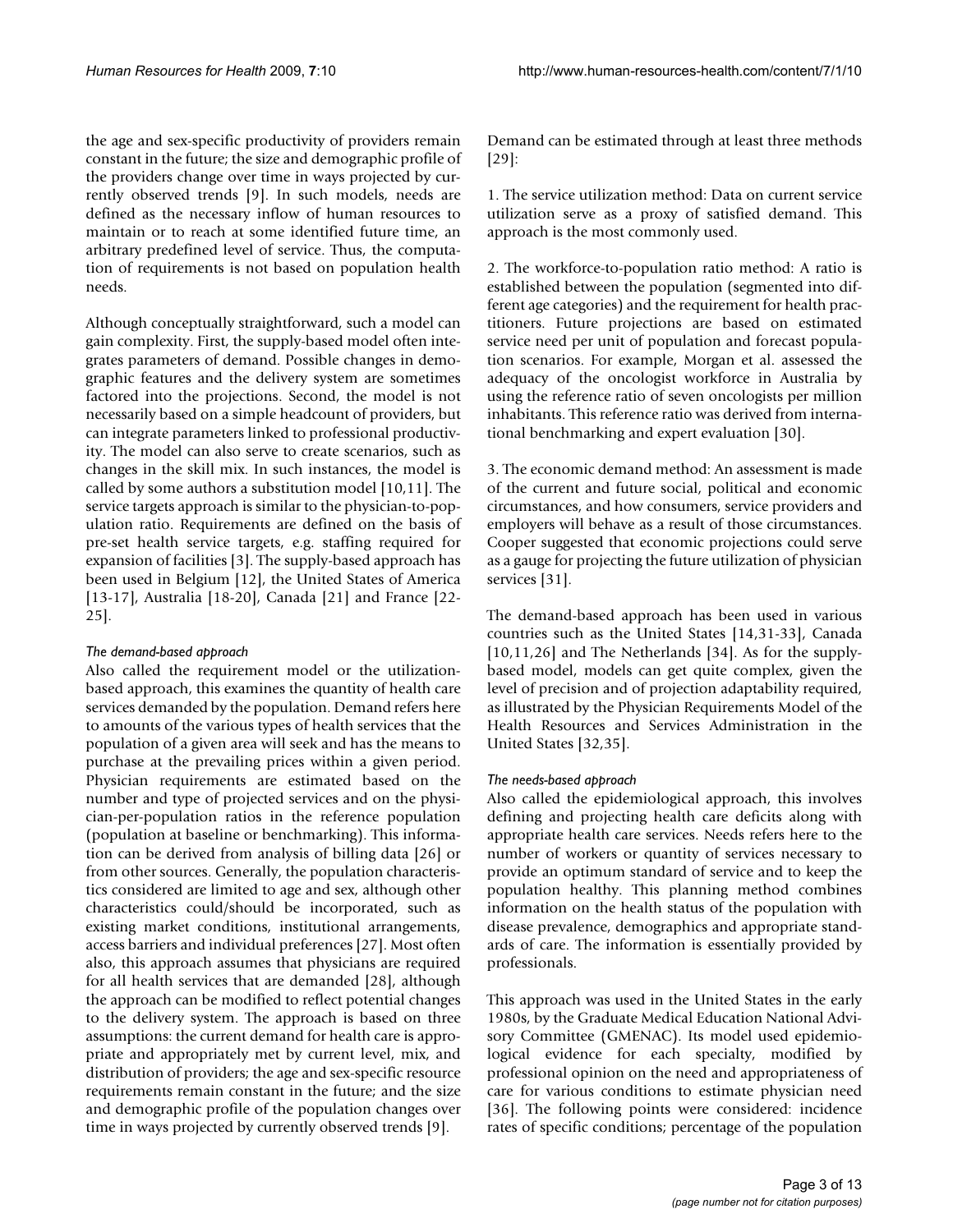the age and sex-specific productivity of providers remain constant in the future; the size and demographic profile of the providers change over time in ways projected by currently observed trends [9]. In such models, needs are defined as the necessary inflow of human resources to maintain or to reach at some identified future time, an arbitrary predefined level of service. Thus, the computation of requirements is not based on population health needs.

Although conceptually straightforward, such a model can gain complexity. First, the supply-based model often integrates parameters of demand. Possible changes in demographic features and the delivery system are sometimes factored into the projections. Second, the model is not necessarily based on a simple headcount of providers, but can integrate parameters linked to professional productivity. The model can also serve to create scenarios, such as changes in the skill mix. In such instances, the model is called by some authors a substitution model [10,11]. The service targets approach is similar to the physician-to-population ratio. Requirements are defined on the basis of pre-set health service targets, e.g. staffing required for expansion of facilities [3]. The supply-based approach has been used in Belgium [12], the United States of America [13-17], Australia [18-20], Canada [21] and France [22-25].

### *The demand-based approach*

Also called the requirement model or the utilization-based approach, this examines the quantity of health care services demanded by the population. Demand refers here to amounts of the various types of health services that the population of a given area will seek and has the means to purchase at the prevailing prices within a given period. Physician requirements are estimated based on the number and type of projected services and on the physician-per-population ratios in the reference population (population at baseline or benchmarking). This information can be derived from analysis of billing data [26] or from other sources. Generally, the population characteristics considered are limited to age and sex, although other characteristics could/should be incorporated, such as existing market conditions, institutional arrangements, access barriers and individual preferences [27]. Most often also, this approach assumes that physicians are required for all health services that are demanded [28], although the approach can be modified to reflect potential changes to the delivery system. The approach is based on three assumptions: the current demand for health care is appropriate and appropriately met by current level, mix, and distribution of providers; the age and sex-specific resource requirements remain constant in the future; and the size and demographic profile of the population changes over time in ways projected by currently observed trends [9].

Demand can be estimated through at least three methods [29]:

1. The service utilization method: Data on current service utilization serve as a proxy of satisfied demand. This approach is the most commonly used.

2. The workforce-to-population ratio method: A ratio is established between the population (segmented into different age categories) and the requirement for health practitioners. Future projections are based on estimated service need per unit of population and forecast population scenarios. For example, Morgan et al. assessed the adequacy of the oncologist workforce in Australia by using the reference ratio of seven oncologists per million inhabitants. This reference ratio was derived from international benchmarking and expert evaluation [30].

3. The economic demand method: An assessment is made of the current and future social, political and economic circumstances, and how consumers, service providers and employers will behave as a result of those circumstances. Cooper suggested that economic projections could serve as a gauge for projecting the future utilization of physician services [31].

The demand-based approach has been used in various countries such as the United States [14,31-33], Canada [10,11,26] and The Netherlands [34]. As for the supply-based model, models can get quite complex, given the level of precision and of projection adaptability required, as illustrated by the Physician Requirements Model of the Health Resources and Services Administration in the United States [32,35].

### *The needs-based approach*

Also called the epidemiological approach, this involves defining and projecting health care deficits along with appropriate health care services. Needs refers here to the number of workers or quantity of services necessary to provide an optimum standard of service and to keep the population healthy. This planning method combines information on the health status of the population with disease prevalence, demographics and appropriate standards of care. The information is essentially provided by professionals.

This approach was used in the United States in the early 1980s, by the Graduate Medical Education National Advisory Committee (GMENAC). Its model used epidemiological evidence for each specialty, modified by professional opinion on the need and appropriateness of care for various conditions to estimate physician need [36]. The following points were considered: incidence rates of specific conditions; percentage of the population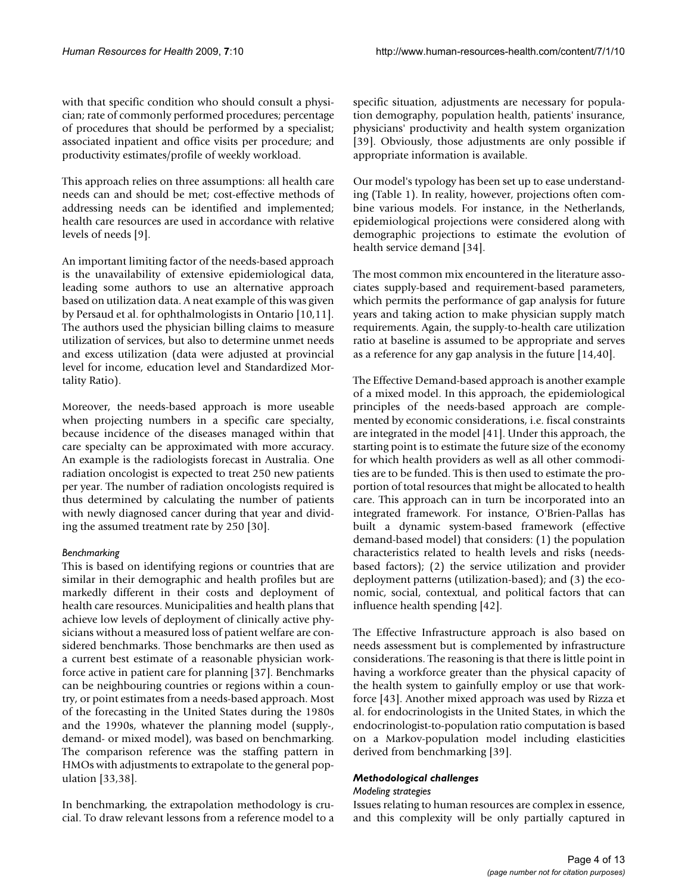with that specific condition who should consult a physician; rate of commonly performed procedures; percentage of procedures that should be performed by a specialist; associated inpatient and office visits per procedure; and productivity estimates/profile of weekly workload.

This approach relies on three assumptions: all health care needs can and should be met; cost-effective methods of addressing needs can be identified and implemented; health care resources are used in accordance with relative levels of needs [9].

An important limiting factor of the needs-based approach is the unavailability of extensive epidemiological data, leading some authors to use an alternative approach based on utilization data. A neat example of this was given by Persaud et al. for ophthalmologists in Ontario [10,11]. The authors used the physician billing claims to measure utilization of services, but also to determine unmet needs and excess utilization (data were adjusted at provincial level for income, education level and Standardized Mortality Ratio).

Moreover, the needs-based approach is more useable when projecting numbers in a specific care specialty, because incidence of the diseases managed within that care specialty can be approximated with more accuracy. An example is the radiologists forecast in Australia. One radiation oncologist is expected to treat 250 new patients per year. The number of radiation oncologists required is thus determined by calculating the number of patients with newly diagnosed cancer during that year and dividing the assumed treatment rate by 250 [30].

*Benchmarking*

This is based on identifying regions or countries that are similar in their demographic and health profiles but are markedly different in their costs and deployment of health care resources. Municipalities and health plans that achieve low levels of deployment of clinically active physicians without a measured loss of patient welfare are considered benchmarks. Those benchmarks are then used as a current best estimate of a reasonable physician workforce active in patient care for planning [37]. Benchmarks can be neighbouring countries or regions within a country, or point estimates from a needs-based approach. Most of the forecasting in the United States during the 1980s and the 1990s, whatever the planning model (supply-, demand- or mixed model), was based on benchmarking. The comparison reference was the staffing pattern in HMOs with adjustments to extrapolate to the general population [33,38].

In benchmarking, the extrapolation methodology is crucial. To draw relevant lessons from a reference model to a specific situation, adjustments are necessary for population demography, population health, patients' insurance, physicians' productivity and health system organization [39]. Obviously, those adjustments are only possible if appropriate information is available.

Our model's typology has been set up to ease understanding (Table 1). In reality, however, projections often combine various models. For instance, in the Netherlands, epidemiological projections were considered along with demographic projections to estimate the evolution of health service demand [34].

The most common mix encountered in the literature associates supply-based and requirement-based parameters, which permits the performance of gap analysis for future years and taking action to make physician supply match requirements. Again, the supply-to-health care utilization ratio at baseline is assumed to be appropriate and serves as a reference for any gap analysis in the future [14,40].

The Effective Demand-based approach is another example of a mixed model. In this approach, the epidemiological principles of the needs-based approach are complemented by economic considerations, i.e. fiscal constraints are integrated in the model [41]. Under this approach, the starting point is to estimate the future size of the economy for which health providers as well as all other commodities are to be funded. This is then used to estimate the proportion of total resources that might be allocated to health care. This approach can in turn be incorporated into an integrated framework. For instance, O'Brien-Pallas has built a dynamic system-based framework (effective demand-based model) that considers: (1) the population characteristics related to health levels and risks (needs-based factors); (2) the service utilization and provider deployment patterns (utilization-based); and (3) the economic, social, contextual, and political factors that can influence health spending [42].

The Effective Infrastructure approach is also based on needs assessment but is complemented by infrastructure considerations. The reasoning is that there is little point in having a workforce greater than the physical capacity of the health system to gainfully employ or use that workforce [43]. Another mixed approach was used by Rizza et al. for endocrinologists in the United States, in which the endocrinologist-to-population ratio computation is based on a Markov-population model including elasticities derived from benchmarking [39].

### *Methodological challenges*

*Modeling strategies*

Issues relating to human resources are complex in essence, and this complexity will be only partially captured in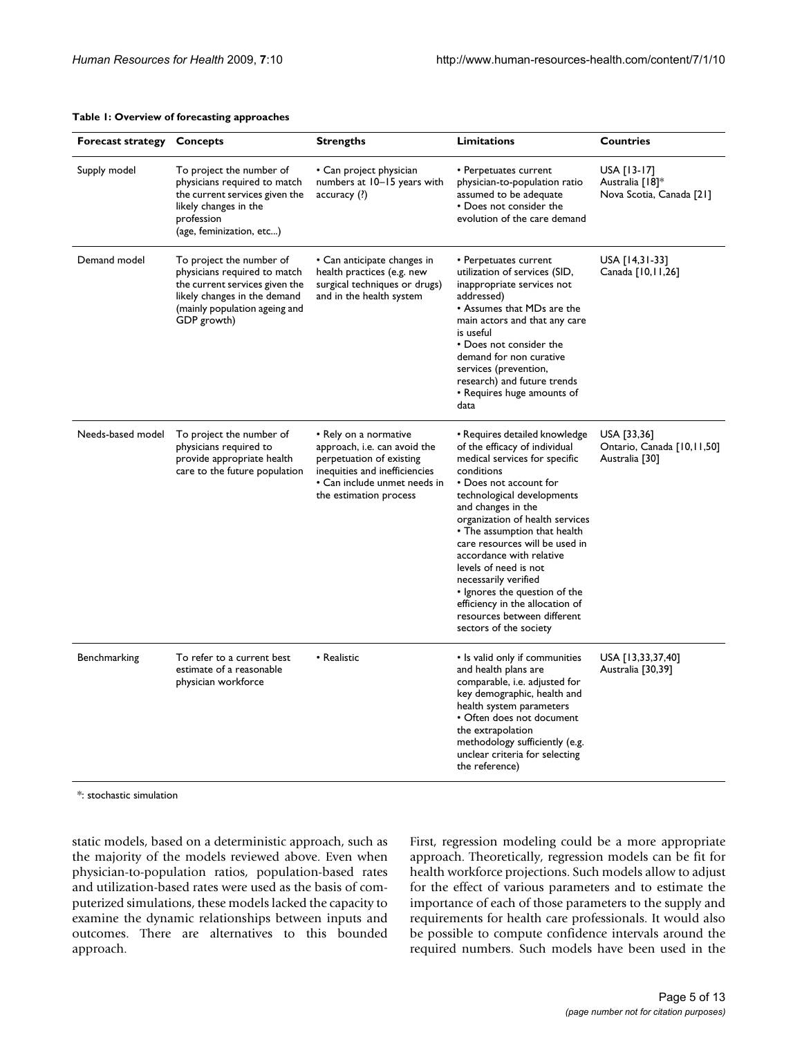**Table 1: Overview of forecasting approaches**

| Forecast strategy | Concepts | Strengths | Limitations | Countries |
|---|---|---|---|---|
| Supply model | To project the number of physicians required to match the current services given the likely changes in the profession (age, feminization, etc...) | • Can project physician numbers at 10–15 years with accuracy (?) | • Perpetuates current physician-to-population ratio assumed to be adequate<br>• Does not consider the evolution of the care demand | USA [13-17]<br>Australia [18]*<br>Nova Scotia, Canada [21] |
| Demand model | To project the number of physicians required to match the current services given the likely changes in the demand (mainly population ageing and GDP growth) | • Can anticipate changes in health practices (e.g. new surgical techniques or drugs) and in the health system | • Perpetuates current utilization of services (SID, inappropriate services not addressed)<br>• Assumes that MDs are the main actors and that any care is useful<br>• Does not consider the demand for non curative services (prevention, research) and future trends<br>• Requires huge amounts of data | USA [14,31-33]<br>Canada [10,11,26] |
| Needs-based model | To project the number of physicians required to provide appropriate health care to the future population | • Rely on a normative approach, i.e. can avoid the perpetuation of existing inequities and inefficiencies<br>• Can include unmet needs in the estimation process | • Requires detailed knowledge of the efficacy of individual medical services for specific conditions<br>• Does not account for technological developments and changes in the organization of health services<br>• The assumption that health care resources will be used in accordance with relative levels of need is not necessarily verified<br>• Ignores the question of the efficiency in the allocation of resources between different sectors of the society | USA [33,36]<br>Ontario, Canada [10,11,50]<br>Australia [30] |
| Benchmarking | To refer to a current best estimate of a reasonable physician workforce | • Realistic | • Is valid only if communities and health plans are comparable, i.e. adjusted for key demographic, health and health system parameters<br>• Often does not document the extrapolation methodology sufficiently (e.g. unclear criteria for selecting the reference) | USA [13,33,37,40]<br>Australia [30,39] |

*: stochastic simulation

static models, based on a deterministic approach, such as the majority of the models reviewed above. Even when physician-to-population ratios, population-based rates and utilization-based rates were used as the basis of computerized simulations, these models lacked the capacity to examine the dynamic relationships between inputs and outcomes. There are alternatives to this bounded approach.

First, regression modeling could be a more appropriate approach. Theoretically, regression models can be fit for health workforce projections. Such models allow to adjust for the effect of various parameters and to estimate the importance of each of those parameters to the supply and requirements for health care professionals. It would also be possible to compute confidence intervals around the required numbers. Such models have been used in the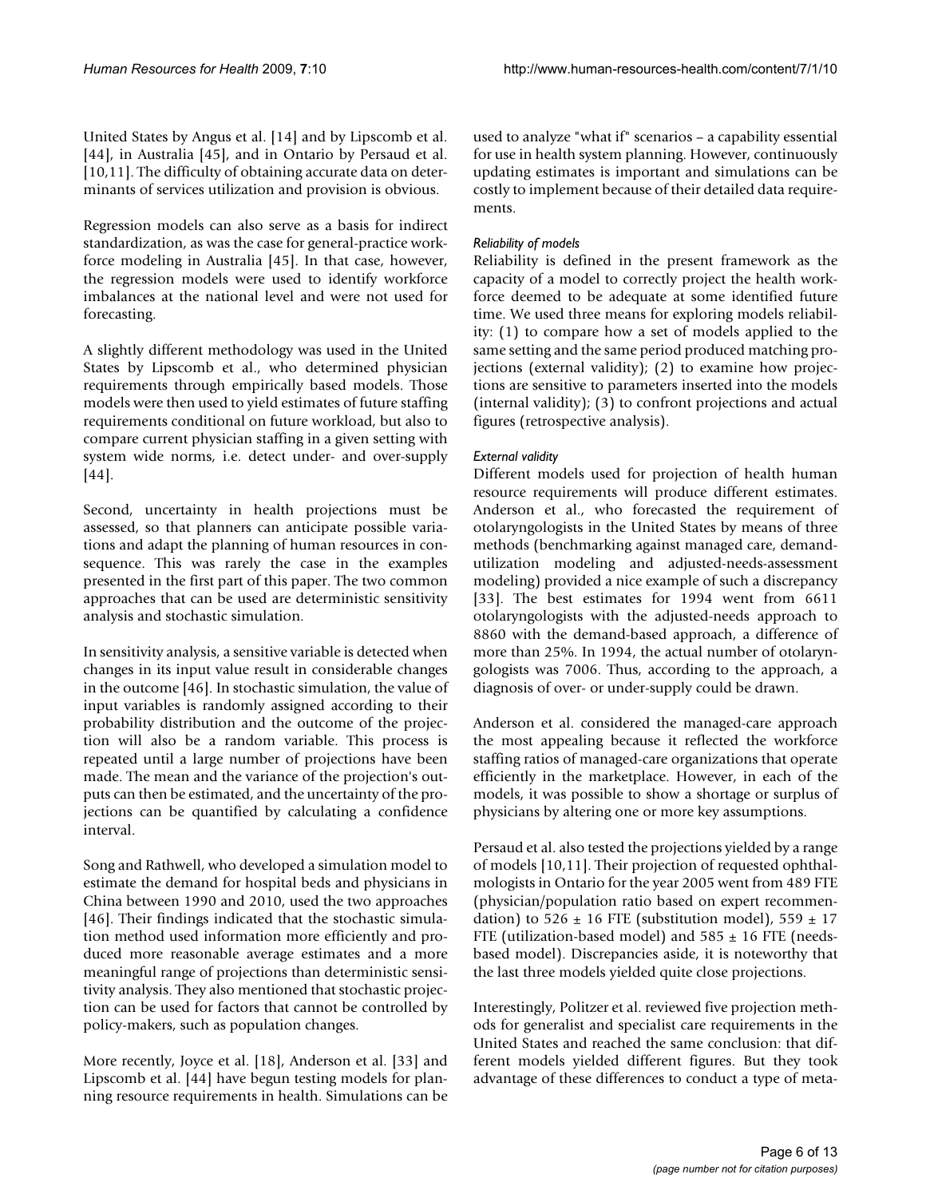United States by Angus et al. [14] and by Lipscomb et al. [44], in Australia [45], and in Ontario by Persaud et al. [10,11]. The difficulty of obtaining accurate data on determinants of services utilization and provision is obvious.

Regression models can also serve as a basis for indirect standardization, as was the case for general-practice workforce modeling in Australia [45]. In that case, however, the regression models were used to identify workforce imbalances at the national level and were not used for forecasting.

A slightly different methodology was used in the United States by Lipscomb et al., who determined physician requirements through empirically based models. Those models were then used to yield estimates of future staffing requirements conditional on future workload, but also to compare current physician staffing in a given setting with system wide norms, i.e. detect under- and over-supply [44].

Second, uncertainty in health projections must be assessed, so that planners can anticipate possible variations and adapt the planning of human resources in consequence. This was rarely the case in the examples presented in the first part of this paper. The two common approaches that can be used are deterministic sensitivity analysis and stochastic simulation.

In sensitivity analysis, a sensitive variable is detected when changes in its input value result in considerable changes in the outcome [46]. In stochastic simulation, the value of input variables is randomly assigned according to their probability distribution and the outcome of the projection will also be a random variable. This process is repeated until a large number of projections have been made. The mean and the variance of the projection's outputs can then be estimated, and the uncertainty of the projections can be quantified by calculating a confidence interval.

Song and Rathwell, who developed a simulation model to estimate the demand for hospital beds and physicians in China between 1990 and 2010, used the two approaches [46]. Their findings indicated that the stochastic simulation method used information more efficiently and produced more reasonable average estimates and a more meaningful range of projections than deterministic sensitivity analysis. They also mentioned that stochastic projection can be used for factors that cannot be controlled by policy-makers, such as population changes.

More recently, Joyce et al. [18], Anderson et al. [33] and Lipscomb et al. [44] have begun testing models for planning resource requirements in health. Simulations can be used to analyze "what if" scenarios – a capability essential for use in health system planning. However, continuously updating estimates is important and simulations can be costly to implement because of their detailed data requirements.

#### *Reliability of models*

Reliability is defined in the present framework as the capacity of a model to correctly project the health workforce deemed to be adequate at some identified future time. We used three means for exploring models reliability: (1) to compare how a set of models applied to the same setting and the same period produced matching projections (external validity); (2) to examine how projections are sensitive to parameters inserted into the models (internal validity); (3) to confront projections and actual figures (retrospective analysis).

#### *External validity*

Different models used for projection of health human resource requirements will produce different estimates. Anderson et al., who forecasted the requirement of otolaryngologists in the United States by means of three methods (benchmarking against managed care, demand-utilization modeling and adjusted-needs-assessment modeling) provided a nice example of such a discrepancy [33]. The best estimates for 1994 went from 6611 otolaryngologists with the adjusted-needs approach to 8860 with the demand-based approach, a difference of more than 25%. In 1994, the actual number of otolaryngologists was 7006. Thus, according to the approach, a diagnosis of over- or under-supply could be drawn.

Anderson et al. considered the managed-care approach the most appealing because it reflected the workforce staffing ratios of managed-care organizations that operate efficiently in the marketplace. However, in each of the models, it was possible to show a shortage or surplus of physicians by altering one or more key assumptions.

Persaud et al. also tested the projections yielded by a range of models [10,11]. Their projection of requested ophthalmologists in Ontario for the year 2005 went from 489 FTE (physician/population ratio based on expert recommendation) to 526 ± 16 FTE (substitution model), 559 ± 17 FTE (utilization-based model) and 585 ± 16 FTE (needs-based model). Discrepancies aside, it is noteworthy that the last three models yielded quite close projections.

Interestingly, Politzer et al. reviewed five projection methods for generalist and specialist care requirements in the United States and reached the same conclusion: that different models yielded different figures. But they took advantage of these differences to conduct a type of meta-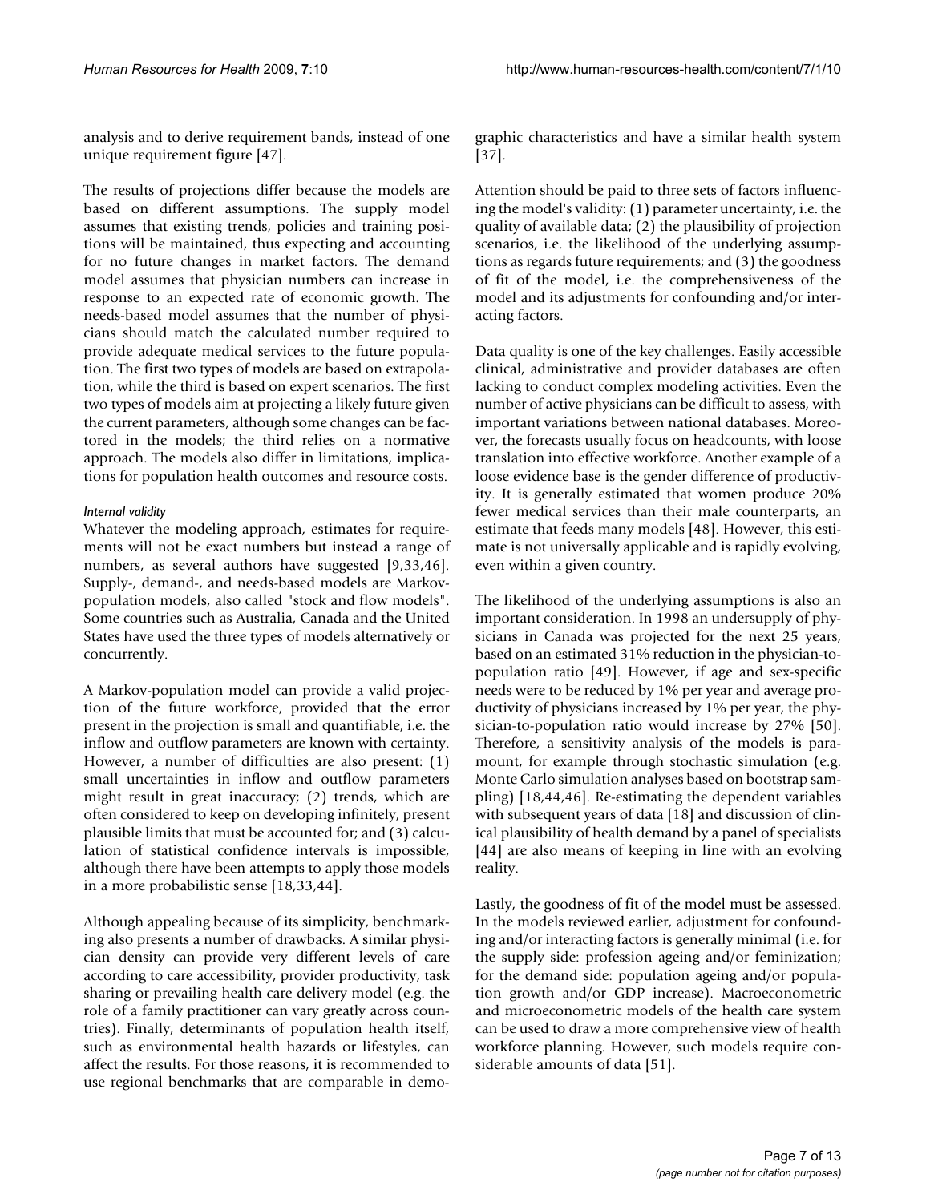analysis and to derive requirement bands, instead of one unique requirement figure [47].

The results of projections differ because the models are based on different assumptions. The supply model assumes that existing trends, policies and training positions will be maintained, thus expecting and accounting for no future changes in market factors. The demand model assumes that physician numbers can increase in response to an expected rate of economic growth. The needs-based model assumes that the number of physicians should match the calculated number required to provide adequate medical services to the future population. The first two types of models are based on extrapolation, while the third is based on expert scenarios. The first two types of models aim at projecting a likely future given the current parameters, although some changes can be factored in the models; the third relies on a normative approach. The models also differ in limitations, implications for population health outcomes and resource costs.

### *Internal validity*

Whatever the modeling approach, estimates for requirements will not be exact numbers but instead a range of numbers, as several authors have suggested [9,33,46]. Supply-, demand-, and needs-based models are Markov-population models, also called "stock and flow models". Some countries such as Australia, Canada and the United States have used the three types of models alternatively or concurrently.

A Markov-population model can provide a valid projection of the future workforce, provided that the error present in the projection is small and quantifiable, i.e. the inflow and outflow parameters are known with certainty. However, a number of difficulties are also present: (1) small uncertainties in inflow and outflow parameters might result in great inaccuracy; (2) trends, which are often considered to keep on developing infinitely, present plausible limits that must be accounted for; and (3) calculation of statistical confidence intervals is impossible, although there have been attempts to apply those models in a more probabilistic sense [18,33,44].

Although appealing because of its simplicity, benchmarking also presents a number of drawbacks. A similar physician density can provide very different levels of care according to care accessibility, provider productivity, task sharing or prevailing health care delivery model (e.g. the role of a family practitioner can vary greatly across countries). Finally, determinants of population health itself, such as environmental health hazards or lifestyles, can affect the results. For those reasons, it is recommended to use regional benchmarks that are comparable in demographic characteristics and have a similar health system [37].

Attention should be paid to three sets of factors influencing the model's validity: (1) parameter uncertainty, i.e. the quality of available data; (2) the plausibility of projection scenarios, i.e. the likelihood of the underlying assumptions as regards future requirements; and (3) the goodness of fit of the model, i.e. the comprehensiveness of the model and its adjustments for confounding and/or interacting factors.

Data quality is one of the key challenges. Easily accessible clinical, administrative and provider databases are often lacking to conduct complex modeling activities. Even the number of active physicians can be difficult to assess, with important variations between national databases. Moreover, the forecasts usually focus on headcounts, with loose translation into effective workforce. Another example of a loose evidence base is the gender difference of productivity. It is generally estimated that women produce 20% fewer medical services than their male counterparts, an estimate that feeds many models [48]. However, this estimate is not universally applicable and is rapidly evolving, even within a given country.

The likelihood of the underlying assumptions is also an important consideration. In 1998 an undersupply of physicians in Canada was projected for the next 25 years, based on an estimated 31% reduction in the physician-to-population ratio [49]. However, if age and sex-specific needs were to be reduced by 1% per year and average productivity of physicians increased by 1% per year, the physician-to-population ratio would increase by 27% [50]. Therefore, a sensitivity analysis of the models is paramount, for example through stochastic simulation (e.g. Monte Carlo simulation analyses based on bootstrap sampling) [18,44,46]. Re-estimating the dependent variables with subsequent years of data [18] and discussion of clinical plausibility of health demand by a panel of specialists [44] are also means of keeping in line with an evolving reality.

Lastly, the goodness of fit of the model must be assessed. In the models reviewed earlier, adjustment for confounding and/or interacting factors is generally minimal (i.e. for the supply side: profession ageing and/or feminization; for the demand side: population ageing and/or population growth and/or GDP increase). Macroeconometric and microeconometric models of the health care system can be used to draw a more comprehensive view of health workforce planning. However, such models require considerable amounts of data [51].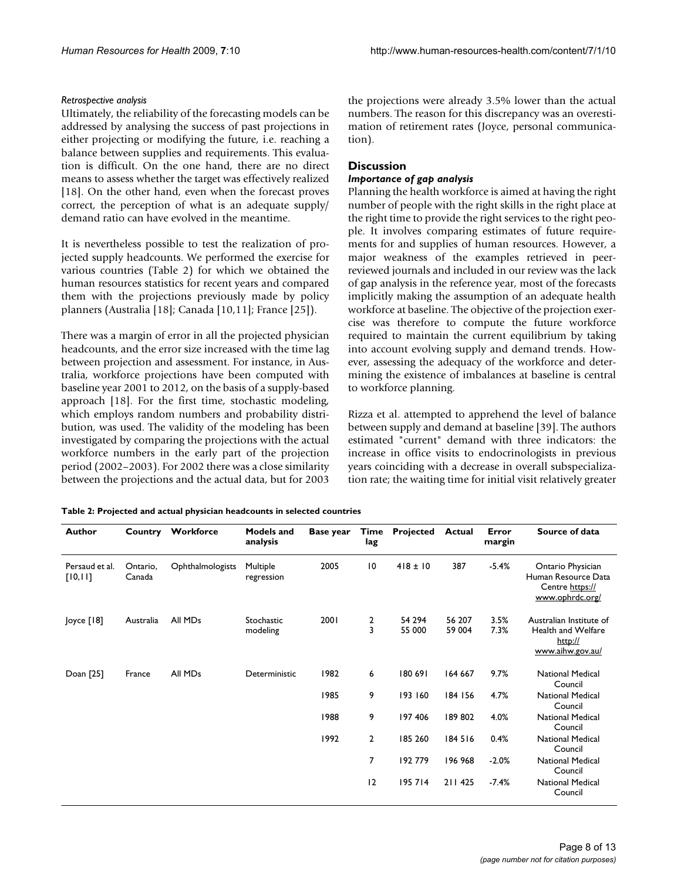*Retrospective analysis*

Ultimately, the reliability of the forecasting models can be addressed by analysing the success of past projections in either projecting or modifying the future, i.e. reaching a balance between supplies and requirements. This evaluation is difficult. On the one hand, there are no direct means to assess whether the target was effectively realized [18]. On the other hand, even when the forecast proves correct, the perception of what is an adequate supply/demand ratio can have evolved in the meantime.

It is nevertheless possible to test the realization of projected supply headcounts. We performed the exercise for various countries (Table 2) for which we obtained the human resources statistics for recent years and compared them with the projections previously made by policy planners (Australia [18]; Canada [10,11]; France [25]).

There was a margin of error in all the projected physician headcounts, and the error size increased with the time lag between projection and assessment. For instance, in Australia, workforce projections have been computed with baseline year 2001 to 2012, on the basis of a supply-based approach [18]. For the first time, stochastic modeling, which employs random numbers and probability distribution, was used. The validity of the modeling has been investigated by comparing the projections with the actual workforce numbers in the early part of the projection period (2002–2003). For 2002 there was a close similarity between the projections and the actual data, but for 2003 the projections were already 3.5% lower than the actual numbers. The reason for this discrepancy was an overestimation of retirement rates (Joyce, personal communication).

## Discussion

### Importance of gap analysis

Planning the health workforce is aimed at having the right number of people with the right skills in the right place at the right time to provide the right services to the right people. It involves comparing estimates of future requirements for and supplies of human resources. However, a major weakness of the examples retrieved in peer-reviewed journals and included in our review was the lack of gap analysis in the reference year, most of the forecasts implicitly making the assumption of an adequate health workforce at baseline. The objective of the projection exercise was therefore to compute the future workforce required to maintain the current equilibrium by taking into account evolving supply and demand trends. However, assessing the adequacy of the workforce and determining the existence of imbalances at baseline is central to workforce planning.

Rizza et al. attempted to apprehend the level of balance between supply and demand at baseline [39]. The authors estimated "current" demand with three indicators: the increase in office visits to endocrinologists in previous years coinciding with a decrease in overall subspecialization rate; the waiting time for initial visit relatively greater

**Table 2: Projected and actual physician headcounts in selected countries**

| Author | Country | Workforce | Models and analysis | Base year | Time lag | Projected | Actual | Error margin | Source of data |
|---|---|---|---|---|---|---|---|---|---|
| Persaud et al. [10,11] | Ontario, Canada | Ophthalmologists | Multiple regression | 2005 | 10 | 418 ± 10 | 387 | -5.4% | Ontario Physician Human Resource Data Centre https://www.ophrdc.org/ |
| Joyce [18] | Australia | All MDs | Stochastic modeling | 2001 | 2 | 54 294 | 56 207 | 3.5% | Australian Institute of Health and Welfare http://www.aihw.gov.au/ |
| | | | | | 3 | 55 000 | 59 004 | 7.3% | |
| Doan [25] | France | All MDs | Deterministic | 1982 | 6 | 180 691 | 164 667 | 9.7% | National Medical Council |
| | | | | 1985 | 9 | 193 160 | 184 156 | 4.7% | National Medical Council |
| | | | | 1988 | 9 | 197 406 | 189 802 | 4.0% | National Medical Council |
| | | | | 1992 | 2 | 185 260 | 184 516 | 0.4% | National Medical Council |
| | | | | | 7 | 192 779 | 196 968 | -2.0% | National Medical Council |
| | | | | | 12 | 195 714 | 211 425 | -7.4% | National Medical Council |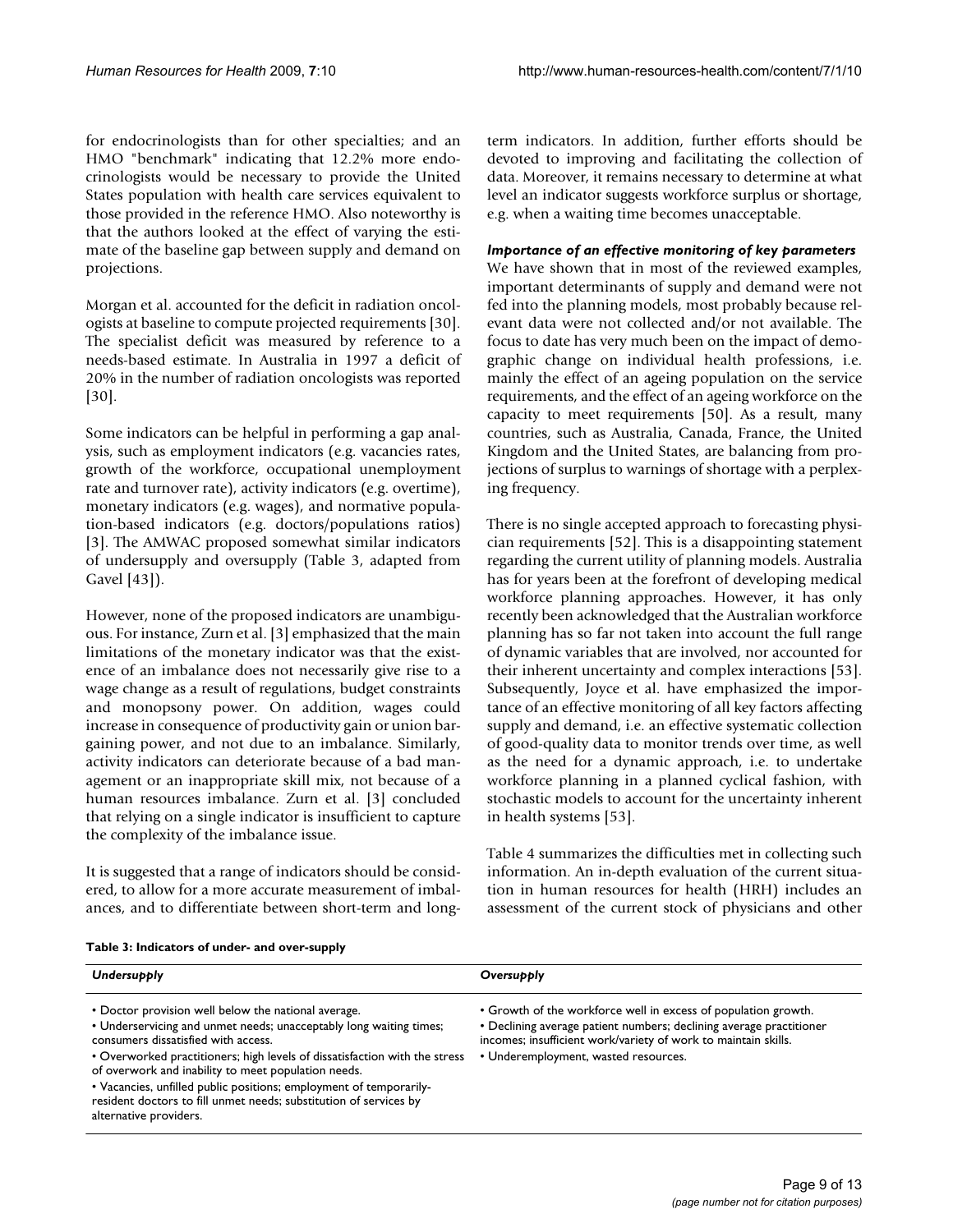for endocrinologists than for other specialties; and an HMO "benchmark" indicating that 12.2% more endocrinologists would be necessary to provide the United States population with health care services equivalent to those provided in the reference HMO. Also noteworthy is that the authors looked at the effect of varying the estimate of the baseline gap between supply and demand on projections.

Morgan et al. accounted for the deficit in radiation oncologists at baseline to compute projected requirements [30]. The specialist deficit was measured by reference to a needs-based estimate. In Australia in 1997 a deficit of 20% in the number of radiation oncologists was reported [30].

Some indicators can be helpful in performing a gap analysis, such as employment indicators (e.g. vacancies rates, growth of the workforce, occupational unemployment rate and turnover rate), activity indicators (e.g. overtime), monetary indicators (e.g. wages), and normative population-based indicators (e.g. doctors/populations ratios) [3]. The AMWAC proposed somewhat similar indicators of undersupply and oversupply (Table 3, adapted from Gavel [43]).

However, none of the proposed indicators are unambiguous. For instance, Zurn et al. [3] emphasized that the main limitations of the monetary indicator was that the existence of an imbalance does not necessarily give rise to a wage change as a result of regulations, budget constraints and monopsony power. On addition, wages could increase in consequence of productivity gain or union bargaining power, and not due to an imbalance. Similarly, activity indicators can deteriorate because of a bad management or an inappropriate skill mix, not because of a human resources imbalance. Zurn et al. [3] concluded that relying on a single indicator is insufficient to capture the complexity of the imbalance issue.

It is suggested that a range of indicators should be considered, to allow for a more accurate measurement of imbalances, and to differentiate between short-term and long-term indicators. In addition, further efforts should be devoted to improving and facilitating the collection of data. Moreover, it remains necessary to determine at what level an indicator suggests workforce surplus or shortage, e.g. when a waiting time becomes unacceptable.

### *Importance of an effective monitoring of key parameters*

We have shown that in most of the reviewed examples, important determinants of supply and demand were not fed into the planning models, most probably because relevant data were not collected and/or not available. The focus to date has very much been on the impact of demographic change on individual health professions, i.e. mainly the effect of an ageing population on the service requirements, and the effect of an ageing workforce on the capacity to meet requirements [50]. As a result, many countries, such as Australia, Canada, France, the United Kingdom and the United States, are balancing from projections of surplus to warnings of shortage with a perplexing frequency.

There is no single accepted approach to forecasting physician requirements [52]. This is a disappointing statement regarding the current utility of planning models. Australia has for years been at the forefront of developing medical workforce planning approaches. However, it has only recently been acknowledged that the Australian workforce planning has so far not taken into account the full range of dynamic variables that are involved, nor accounted for their inherent uncertainty and complex interactions [53]. Subsequently, Joyce et al. have emphasized the importance of an effective monitoring of all key factors affecting supply and demand, i.e. an effective systematic collection of good-quality data to monitor trends over time, as well as the need for a dynamic approach, i.e. to undertake workforce planning in a planned cyclical fashion, with stochastic models to account for the uncertainty inherent in health systems [53].

Table 4 summarizes the difficulties met in collecting such information. An in-depth evaluation of the current situation in human resources for health (HRH) includes an assessment of the current stock of physicians and other

**Table 3: Indicators of under- and over-supply**

| *Undersupply* | *Oversupply* |
|---|---|
| • Doctor provision well below the national average.<br>• Underservicing and unmet needs; unacceptably long waiting times; consumers dissatisfied with access.<br>• Overworked practitioners; high levels of dissatisfaction with the stress of overwork and inability to meet population needs.<br>• Vacancies, unfilled public positions; employment of temporarily-resident doctors to fill unmet needs; substitution of services by alternative providers. | • Growth of the workforce well in excess of population growth.<br>• Declining average patient numbers; declining average practitioner incomes; insufficient work/variety of work to maintain skills.<br>• Underemployment, wasted resources. |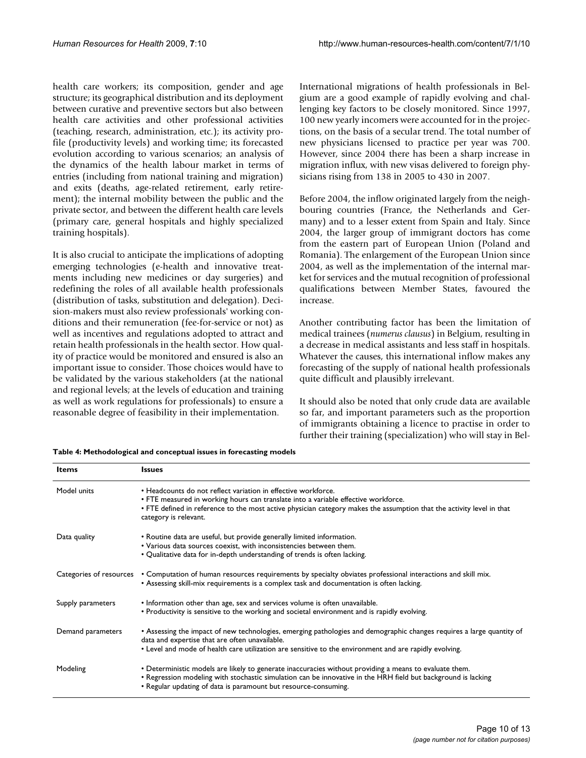health care workers; its composition, gender and age structure; its geographical distribution and its deployment between curative and preventive sectors but also between health care activities and other professional activities (teaching, research, administration, etc.); its activity profile (productivity levels) and working time; its forecasted evolution according to various scenarios; an analysis of the dynamics of the health labour market in terms of entries (including from national training and migration) and exits (deaths, age-related retirement, early retirement); the internal mobility between the public and the private sector, and between the different health care levels (primary care, general hospitals and highly specialized training hospitals).

It is also crucial to anticipate the implications of adopting emerging technologies (e-health and innovative treatments including new medicines or day surgeries) and redefining the roles of all available health professionals (distribution of tasks, substitution and delegation). Decision-makers must also review professionals' working conditions and their remuneration (fee-for-service or not) as well as incentives and regulations adopted to attract and retain health professionals in the health sector. How quality of practice would be monitored and ensured is also an important issue to consider. Those choices would have to be validated by the various stakeholders (at the national and regional levels; at the levels of education and training as well as work regulations for professionals) to ensure a reasonable degree of feasibility in their implementation.

International migrations of health professionals in Belgium are a good example of rapidly evolving and challenging key factors to be closely monitored. Since 1997, 100 new yearly incomers were accounted for in the projections, on the basis of a secular trend. The total number of new physicians licensed to practice per year was 700. However, since 2004 there has been a sharp increase in migration influx, with new visas delivered to foreign physicians rising from 138 in 2005 to 430 in 2007.

Before 2004, the inflow originated largely from the neighbouring countries (France, the Netherlands and Germany) and to a lesser extent from Spain and Italy. Since 2004, the larger group of immigrant doctors has come from the eastern part of European Union (Poland and Romania). The enlargement of the European Union since 2004, as well as the implementation of the internal market for services and the mutual recognition of professional qualifications between Member States, favoured the increase.

Another contributing factor has been the limitation of medical trainees (*numerus clausus*) in Belgium, resulting in a decrease in medical assistants and less staff in hospitals. Whatever the causes, this international inflow makes any forecasting of the supply of national health professionals quite difficult and plausibly irrelevant.

It should also be noted that only crude data are available so far, and important parameters such as the proportion of immigrants obtaining a licence to practise in order to further their training (specialization) who will stay in Bel-

**Table 4: Methodological and conceptual issues in forecasting models**

| Items | Issues |
|---|---|
| Model units | • Headcounts do not reflect variation in effective workforce.<br>• FTE measured in working hours can translate into a variable effective workforce.<br>• FTE defined in reference to the most active physician category makes the assumption that the activity level in that category is relevant. |
| Data quality | • Routine data are useful, but provide generally limited information.<br>• Various data sources coexist, with inconsistencies between them.<br>• Qualitative data for in-depth understanding of trends is often lacking. |
| Categories of resources | • Computation of human resources requirements by specialty obviates professional interactions and skill mix.<br>• Assessing skill-mix requirements is a complex task and documentation is often lacking. |
| Supply parameters | • Information other than age, sex and services volume is often unavailable.<br>• Productivity is sensitive to the working and societal environment and is rapidly evolving. |
| Demand parameters | • Assessing the impact of new technologies, emerging pathologies and demographic changes requires a large quantity of data and expertise that are often unavailable.<br>• Level and mode of health care utilization are sensitive to the environment and are rapidly evolving. |
| Modeling | • Deterministic models are likely to generate inaccuracies without providing a means to evaluate them.<br>• Regression modeling with stochastic simulation can be innovative in the HRH field but background is lacking<br>• Regular updating of data is paramount but resource-consuming. |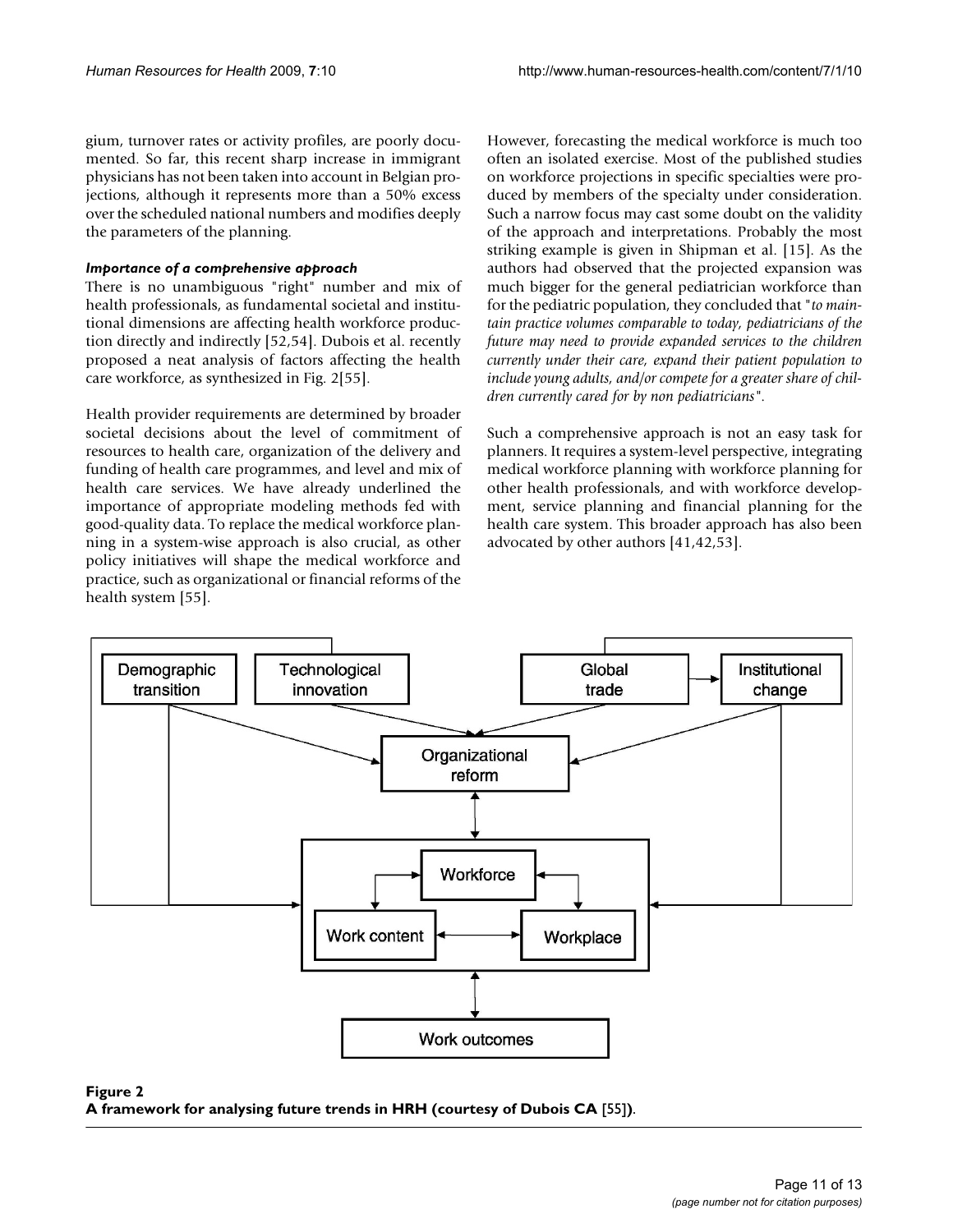gium, turnover rates or activity profiles, are poorly documented. So far, this recent sharp increase in immigrant physicians has not been taken into account in Belgian projections, although it represents more than a 50% excess over the scheduled national numbers and modifies deeply the parameters of the planning.

### *Importance of a comprehensive approach*

There is no unambiguous "right" number and mix of health professionals, as fundamental societal and institutional dimensions are affecting health workforce production directly and indirectly [52,54]. Dubois et al. recently proposed a neat analysis of factors affecting the health care workforce, as synthesized in Fig. 2[55].

Health provider requirements are determined by broader societal decisions about the level of commitment of resources to health care, organization of the delivery and funding of health care programmes, and level and mix of health care services. We have already underlined the importance of appropriate modeling methods fed with good-quality data. To replace the medical workforce planning in a system-wise approach is also crucial, as other policy initiatives will shape the medical workforce and practice, such as organizational or financial reforms of the health system [55].

However, forecasting the medical workforce is much too often an isolated exercise. Most of the published studies on workforce projections in specific specialties were produced by members of the specialty under consideration. Such a narrow focus may cast some doubt on the validity of the approach and interpretations. Probably the most striking example is given in Shipman et al. [15]. As the authors had observed that the projected expansion was much bigger for the general pediatrician workforce than for the pediatric population, they concluded that "*to maintain practice volumes comparable to today, pediatricians of the future may need to provide expanded services to the children currently under their care, expand their patient population to include young adults, and/or compete for a greater share of children currently cared for by non pediatricians*".

Such a comprehensive approach is not an easy task for planners. It requires a system-level perspective, integrating medical workforce planning with workforce planning for other health professionals, and with workforce development, service planning and financial planning for the health care system. This broader approach has also been advocated by other authors [41,42,53].

**Figure 2**
**A framework for analysing future trends in HRH (courtesy of Dubois CA [55]).**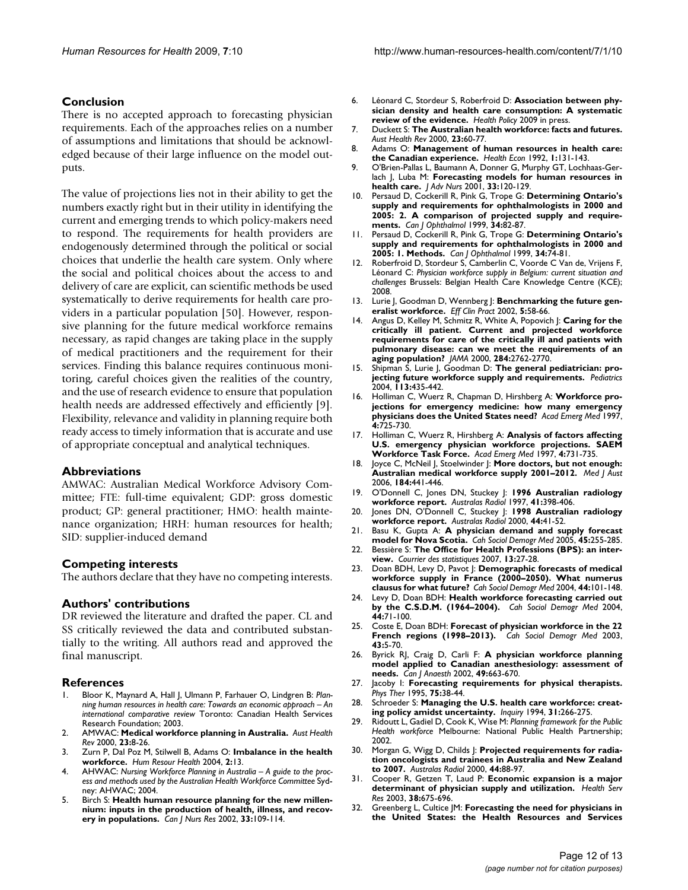## Conclusion

There is no accepted approach to forecasting physician requirements. Each of the approaches relies on a number of assumptions and limitations that should be acknowledged because of their large influence on the model outputs.

The value of projections lies not in their ability to get the numbers exactly right but in their utility in identifying the current and emerging trends to which policy-makers need to respond. The requirements for health providers are endogenously determined through the political or social choices that underlie the health care system. Only where the social and political choices about the access to and delivery of care are explicit, can scientific methods be used systematically to derive requirements for health care providers in a particular population [50]. However, responsive planning for the future medical workforce remains necessary, as rapid changes are taking place in the supply of medical practitioners and the requirement for their services. Finding this balance requires continuous monitoring, careful choices given the realities of the country, and the use of research evidence to ensure that population health needs are addressed effectively and efficiently [9]. Flexibility, relevance and validity in planning require both ready access to timely information that is accurate and use of appropriate conceptual and analytical techniques.

## Abbreviations

AMWAC: Australian Medical Workforce Advisory Committee; FTE: full-time equivalent; GDP: gross domestic product; GP: general practitioner; HMO: health maintenance organization; HRH: human resources for health; SID: supplier-induced demand

## Competing interests

The authors declare that they have no competing interests.

## Authors' contributions

DR reviewed the literature and drafted the paper. CL and SS critically reviewed the data and contributed substantially to the writing. All authors read and approved the final manuscript.

## References

1. Bloor K, Maynard A, Hall J, Ulmann P, Farhauer O, Lindgren B: *Planning human resources in health care: Towards an economic approach – An international comparative review* Toronto: Canadian Health Services Research Foundation; 2003.
2. AMWAC: **Medical workforce planning in Australia.** *Aust Health Rev* 2000, **23:**8-26.
3. Zurn P, Dal Poz M, Stilwell B, Adams O: **Imbalance in the health workforce.** *Hum Resour Health* 2004, **2:**13.
4. AHWAC: *Nursing Workforce Planning in Australia – A guide to the process and methods used by the Australian Health Workforce Committee* Sydney: AHWAC; 2004.
5. Birch S: **Health human resource planning for the new millennium: inputs in the production of health, illness, and recovery in populations.** *Can J Nurs Res* 2002, **33:**109-114.
6. Léonard C, Stordeur S, Roberfroid D: **Association between physician density and health care consumption: A systematic review of the evidence.** *Health Policy* 2009 in press.
7. Duckett S: **The Australian health workforce: facts and futures.** *Aust Health Rev* 2000, **23:**60-77.
8. Adams O: **Management of human resources in health care: the Canadian experience.** *Health Econ* 1992, **1:**131-143.
9. O'Brien-Pallas L, Baumann A, Donner G, Murphy GT, Lochhaas-Gerlach J, Luba M: **Forecasting models for human resources in health care.** *J Adv Nurs* 2001, **33:**120-129.
10. Persaud D, Cockerill R, Pink G, Trope G: **Determining Ontario's supply and requirements for ophthalmologists in 2000 and 2005: 2. A comparison of projected supply and requirements.** *Can J Ophthalmol* 1999, **34:**82-87.
11. Persaud D, Cockerill R, Pink G, Trope G: **Determining Ontario's supply and requirements for ophthalmologists in 2000 and 2005: 1. Methods.** *Can J Ophthalmol* 1999, **34:**74-81.
12. Roberfroid D, Stordeur S, Camberlin C, Voorde C Van de, Vrijens F, Léonard C: *Physician workforce supply in Belgium: current situation and challenges* Brussels: Belgian Health Care Knowledge Centre (KCE); 2008.
13. Lurie J, Goodman D, Wennberg J: **Benchmarking the future generalist workforce.** *Eff Clin Pract* 2002, **5:**58-66.
14. Angus D, Kelley M, Schmitz R, White A, Popovich J: **Caring for the critically ill patient. Current and projected workforce requirements for care of the critically ill and patients with pulmonary disease: can we meet the requirements of an aging population?** *JAMA* 2000, **284:**2762-2770.
15. Shipman S, Lurie J, Goodman D: **The general pediatrician: projecting future workforce supply and requirements.** *Pediatrics* 2004, **113:**435-442.
16. Holliman C, Wuerz R, Chapman D, Hirshberg A: **Workforce projections for emergency medicine: how many emergency physicians does the United States need?** *Acad Emerg Med* 1997, **4:**725-730.
17. Holliman C, Wuerz R, Hirshberg A: **Analysis of factors affecting U.S. emergency physician workforce projections. SAEM Workforce Task Force.** *Acad Emerg Med* 1997, **4:**731-735.
18. Joyce C, McNeil J, Stoelwinder J: **More doctors, but not enough: Australian medical workforce supply 2001–2012.** *Med J Aust* 2006, **184:**441-446.
19. O'Donnell C, Jones DN, Stuckey J: **1996 Australian radiology workforce report.** *Australas Radiol* 1997, **41:**398-406.
20. Jones DN, O'Donnell C, Stuckey J: **1998 Australian radiology workforce report.** *Australas Radiol* 2000, **44:**41-52.
21. Basu K, Gupta A: **A physician demand and supply forecast model for Nova Scotia.** *Cah Sociol Demogr Med* 2005, **45:**255-285.
22. Bessière S: **The Office for Health Professions (BPS): an interview.** *Courrier des statistiques* 2007, **13:**27-28.
23. Doan BDH, Levy D, Pavot J: **Demographic forecasts of medical workforce supply in France (2000–2050). What numerus clausus for what future?** *Cah Sociol Demogr Med* 2004, **44:**101-148.
24. Levy D, Doan BDH: **Health workforce forecasting carried out by the C.S.D.M. (1964–2004).** *Cah Sociol Demogr Med* 2004, **44:**71-100.
25. Coste E, Doan BDH: **Forecast of physician workforce in the 22 French regions (1998–2013).** *Cah Sociol Demogr Med* 2003, **43:**5-70.
26. Byrick RJ, Craig D, Carli F: **A physician workforce planning model applied to Canadian anesthesiology: assessment of needs.** *Can J Anaesth* 2002, **49:**663-670.
27. Jacoby I: **Forecasting requirements for physical therapists.** *Phys Ther* 1995, **75:**38-44.
28. Schroeder S: **Managing the U.S. health care workforce: creating policy amidst uncertainty.** *Inquiry* 1994, **31:**266-275.
29. Ridoutt L, Gadiel D, Cook K, Wise M: *Planning framework for the Public Health workforce* Melbourne: National Public Health Partnership; 2002.
30. Morgan G, Wigg D, Childs J: **Projected requirements for radiation oncologists and trainees in Australia and New Zealand to 2007.** *Australas Radiol* 2000, **44:**88-97.
31. Cooper R, Getzen T, Laud P: **Economic expansion is a major determinant of physician supply and utilization.** *Health Serv Res* 2003, **38:**675-696.
32. Greenberg L, Cultice JM: **Forecasting the need for physicians in the United States: the Health Resources and Services**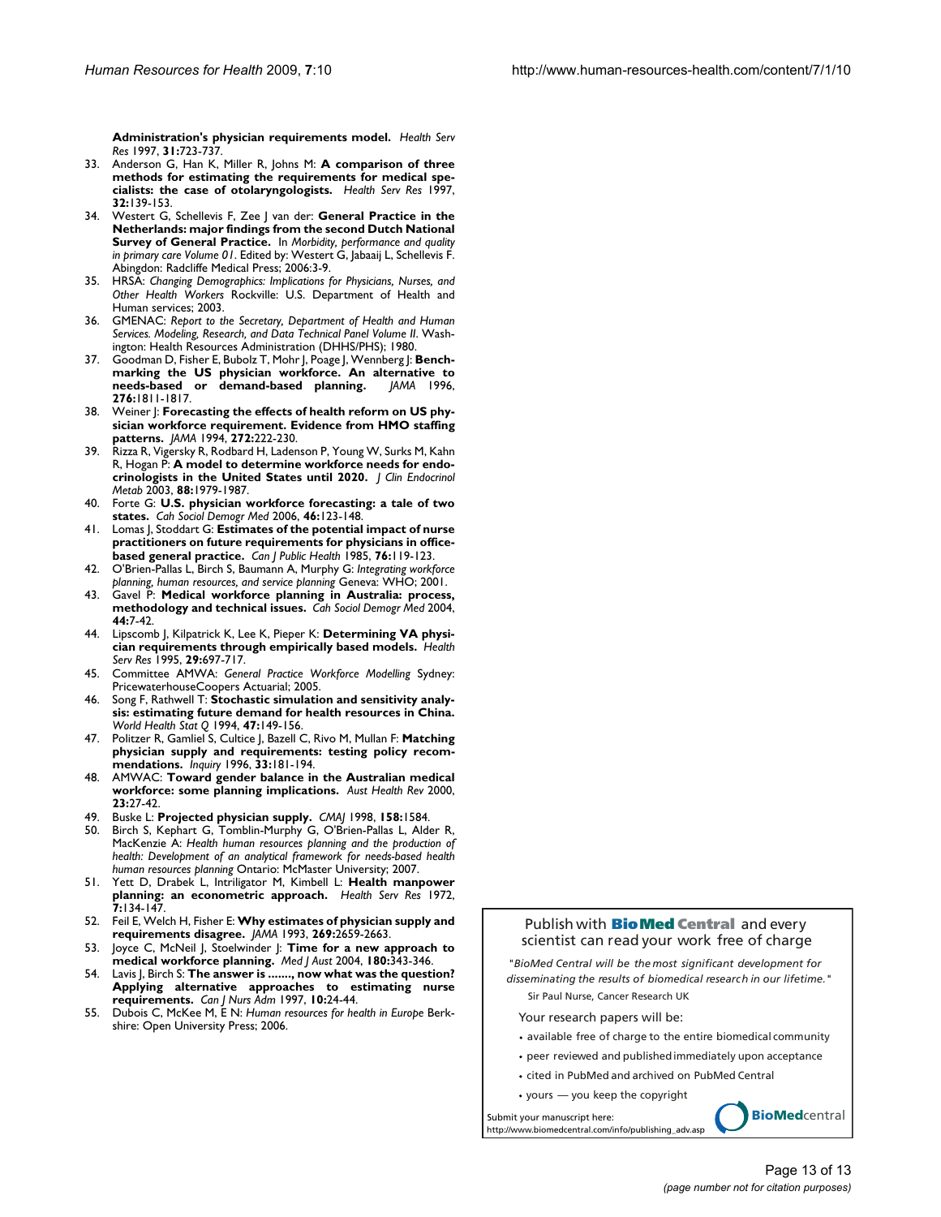**Administration's physician requirements model.** *Health Serv Res* 1997, **31:**723-737.

33. Anderson G, Han K, Miller R, Johns M: **A comparison of three methods for estimating the requirements for medical specialists: the case of otolaryngologists.** *Health Serv Res* 1997, **32:**139-153.
34. Westert G, Schellevis F, Zee J van der: **General Practice in the Netherlands: major findings from the second Dutch National Survey of General Practice.** In *Morbidity, performance and quality in primary care Volume 01*. Edited by: Westert G, Jabaaij L, Schellevis F. Abingdon: Radcliffe Medical Press; 2006:3-9.
35. HRSA: *Changing Demographics: Implications for Physicians, Nurses, and Other Health Workers* Rockville: U.S. Department of Health and Human services; 2003.
36. GMENAC: *Report to the Secretary, Department of Health and Human Services. Modeling, Research, and Data Technical Panel Volume II*. Washington: Health Resources Administration (DHHS/PHS); 1980.
37. Goodman D, Fisher E, Bubolz T, Mohr J, Poage J, Wennberg J: **Benchmarking the US physician workforce. An alternative to needs-based or demand-based planning.** *JAMA* 1996, **276:**1811-1817.
38. Weiner J: **Forecasting the effects of health reform on US physician workforce requirement. Evidence from HMO staffing patterns.** *JAMA* 1994, **272:**222-230.
39. Rizza R, Vigersky R, Rodbard H, Ladenson P, Young W, Surks M, Kahn R, Hogan P: **A model to determine workforce needs for endocrinologists in the United States until 2020.** *J Clin Endocrinol Metab* 2003, **88:**1979-1987.
40. Forte G: **U.S. physician workforce forecasting: a tale of two states.** *Cah Sociol Demogr Med* 2006, **46:**123-148.
41. Lomas J, Stoddart G: **Estimates of the potential impact of nurse practitioners on future requirements for physicians in office-based general practice.** *Can J Public Health* 1985, **76:**119-123.
42. O'Brien-Pallas L, Birch S, Baumann A, Murphy G: *Integrating workforce planning, human resources, and service planning* Geneva: WHO; 2001.
43. Gavel P: **Medical workforce planning in Australia: process, methodology and technical issues.** *Cah Sociol Demogr Med* 2004, **44:**7-42.
44. Lipscomb J, Kilpatrick K, Lee K, Pieper K: **Determining VA physician requirements through empirically based models.** *Health Serv Res* 1995, **29:**697-717.
45. Committee AMWA: *General Practice Workforce Modelling* Sydney: PricewaterhouseCoopers Actuarial; 2005.
46. Song F, Rathwell T: **Stochastic simulation and sensitivity analysis: estimating future demand for health resources in China.** *World Health Stat Q* 1994, **47:**149-156.
47. Politzer R, Gamliel S, Cultice J, Bazell C, Rivo M, Mullan F: **Matching physician supply and requirements: testing policy recommendations.** *Inquiry* 1996, **33:**181-194.
48. AMWAC: **Toward gender balance in the Australian medical workforce: some planning implications.** *Aust Health Rev* 2000, **23:**27-42.
49. Buske L: **Projected physician supply.** *CMAJ* 1998, **158:**1584.
50. Birch S, Kephart G, Tomblin-Murphy G, O'Brien-Pallas L, Alder R, MacKenzie A: *Health human resources planning and the production of health: Development of an analytical framework for needs-based health human resources planning* Ontario: McMaster University; 2007.
51. Yett D, Drabek L, Intriligator M, Kimbell L: **Health manpower planning: an econometric approach.** *Health Serv Res* 1972, **7:**134-147.
52. Feil E, Welch H, Fisher E: **Why estimates of physician supply and requirements disagree.** *JAMA* 1993, **269:**2659-2663.
53. Joyce C, McNeil J, Stoelwinder J: **Time for a new approach to medical workforce planning.** *Med J Aust* 2004, **180:**343-346.
54. Lavis J, Birch S: **The answer is ......., now what was the question? Applying alternative approaches to estimating nurse requirements.** *Can J Nurs Adm* 1997, **10:**24-44.
55. Dubois C, McKee M, E N: *Human resources for health in Europe* Berkshire: Open University Press; 2006.

Publish with **BioMed Central** and every scientist can read your work free of charge

*"BioMed Central will be the most significant development for disseminating the results of biomedical research in our lifetime."*
Sir Paul Nurse, Cancer Research UK

Your research papers will be:

- available free of charge to the entire biomedical community
- peer reviewed and published immediately upon acceptance
- cited in PubMed and archived on PubMed Central
- yours — you keep the copyright

Submit your manuscript here:
http://www.biomedcentral.com/info/publishing_adv.asp

BioMedcentral